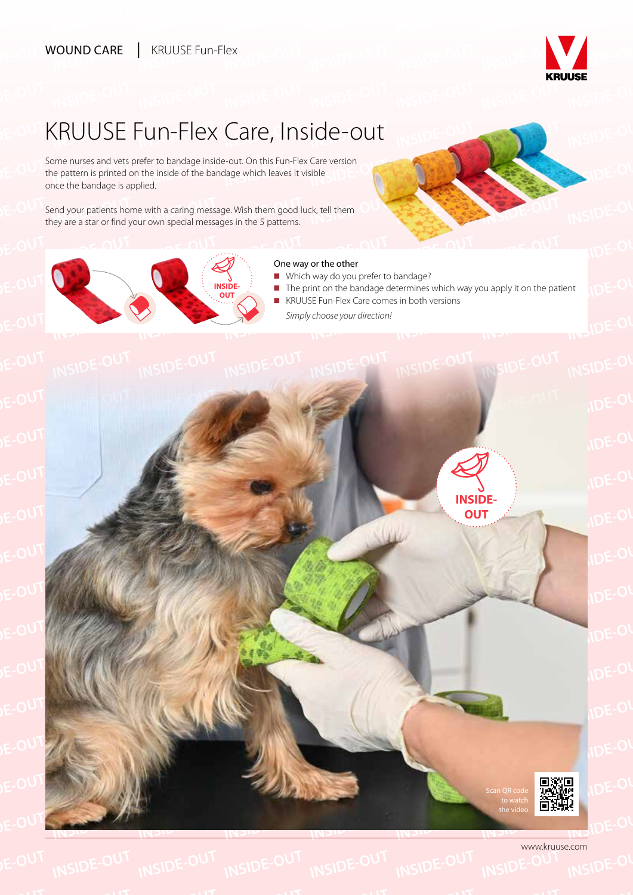WOUND CARE | KRUUSE Fun-Flex

# KRUUSE Fun-Flex Care, Inside-out

Some nurses and vets prefer to bandage inside-out. On this Fun-Flex Care version the pattern is printed on the inside of the bandage which leaves it visible once the bandage is applied.

Send your patients home with a caring message. Wish them good luck, tell them they are a star or find your own special messages in the 5 patterns.

INSIDE-OUT

**One way or the other**

- Which way do you prefer to bandage?
- The print on the bandage determines which way you apply it on the patient
- KRUUSE Fun-Flex Care comes in both versions

*Simply choose your direction!*

INSIDE-OUT

Scan QR code to watch the video

www.kruuse.com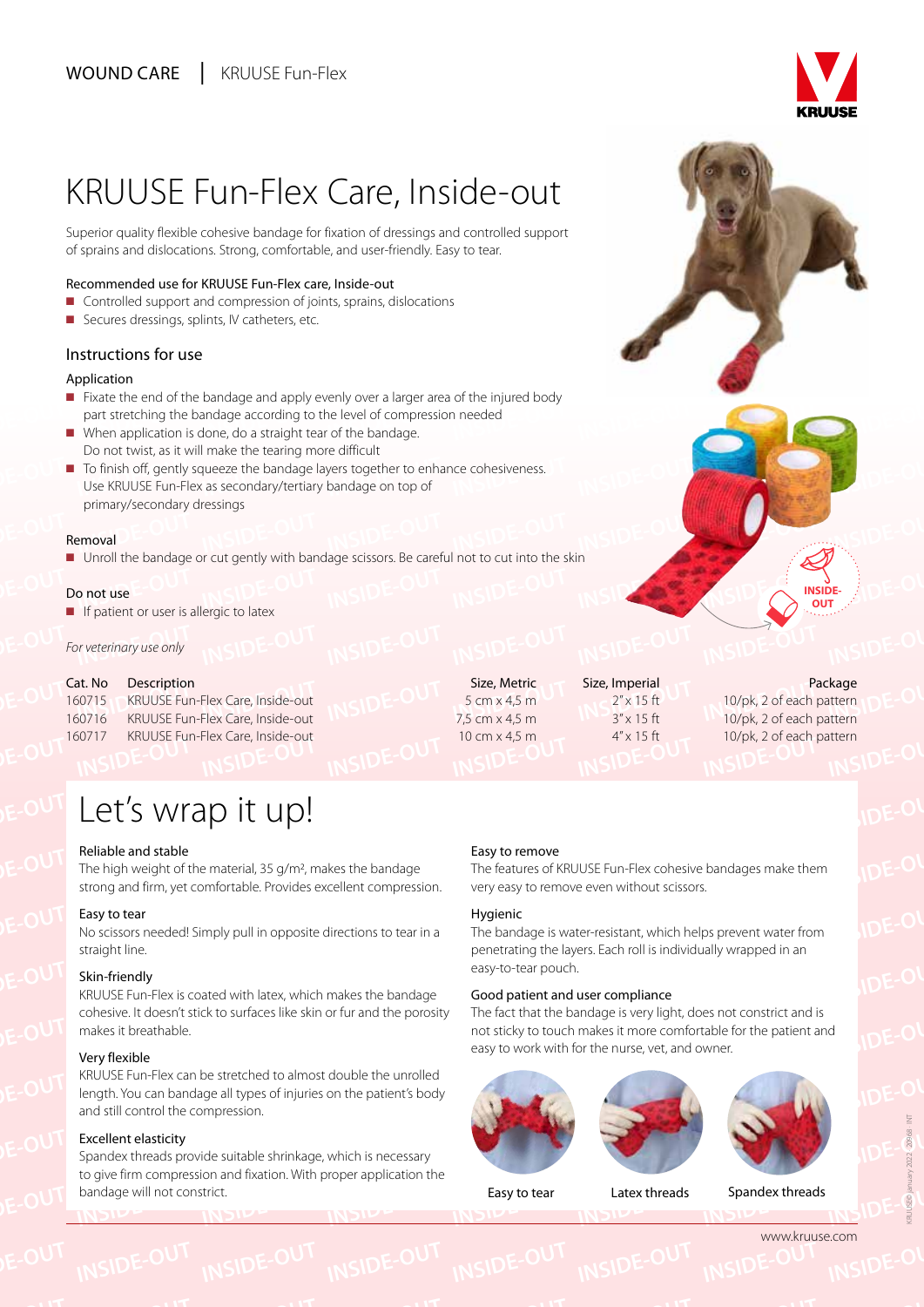WOUND CARE | KRUUSE Fun-Flex

# KRUUSE Fun-Flex Care, Inside-out

Superior quality flexible cohesive bandage for fixation of dressings and controlled support of sprains and dislocations. Strong, comfortable, and user-friendly. Easy to tear.

### Recommended use for KRUUSE Fun-Flex care, Inside-out

- Controlled support and compression of joints, sprains, dislocations
- Secures dressings, splints, IV catheters, etc.

## Instructions for use

### Application

- Fixate the end of the bandage and apply evenly over a larger area of the injured body part stretching the bandage according to the level of compression needed
- When application is done, do a straight tear of the bandage. Do not twist, as it will make the tearing more difficult
- To finish off, gently squeeze the bandage layers together to enhance cohesiveness. Use KRUUSE Fun-Flex as secondary/tertiary bandage on top of primary/secondary dressings

### Removal

- Unroll the bandage or cut gently with bandage scissors. Be careful not to cut into the skin

### Do not use

- If patient or user is allergic to latex

*For veterinary use only*

INSIDE-OUT

| Cat. No | Description | Size, Metric | Size, Imperial | Package |
|---|---|---|---|---|
| 160715 | KRUUSE Fun-Flex Care, Inside-out | 5 cm x 4,5 m | 2" x 15 ft | 10/pk, 2 of each pattern |
| 160716 | KRUUSE Fun-Flex Care, Inside-out | 7,5 cm x 4,5 m | 3" x 15 ft | 10/pk, 2 of each pattern |
| 160717 | KRUUSE Fun-Flex Care, Inside-out | 10 cm x 4,5 m | 4" x 15 ft | 10/pk, 2 of each pattern |

# Let's wrap it up!

### Reliable and stable

The high weight of the material, 35 g/m², makes the bandage strong and firm, yet comfortable. Provides excellent compression.

### Easy to tear

No scissors needed! Simply pull in opposite directions to tear in a straight line.

### Skin-friendly

KRUUSE Fun-Flex is coated with latex, which makes the bandage cohesive. It doesn't stick to surfaces like skin or fur and the porosity makes it breathable.

### Very flexible

KRUUSE Fun-Flex can be stretched to almost double the unrolled length. You can bandage all types of injuries on the patient's body and still control the compression.

### Excellent elasticity

Spandex threads provide suitable shrinkage, which is necessary to give firm compression and fixation. With proper application the bandage will not constrict.

### Easy to remove

The features of KRUUSE Fun-Flex cohesive bandages make them very easy to remove even without scissors.

### Hygienic

The bandage is water-resistant, which helps prevent water from penetrating the layers. Each roll is individually wrapped in an easy-to-tear pouch.

### Good patient and user compliance

The fact that the bandage is very light, does not constrict and is not sticky to touch makes it more comfortable for the patient and easy to work with for the nurse, vet, and owner.

Easy to tear

Latex threads

Spandex threads

www.kruuse.com